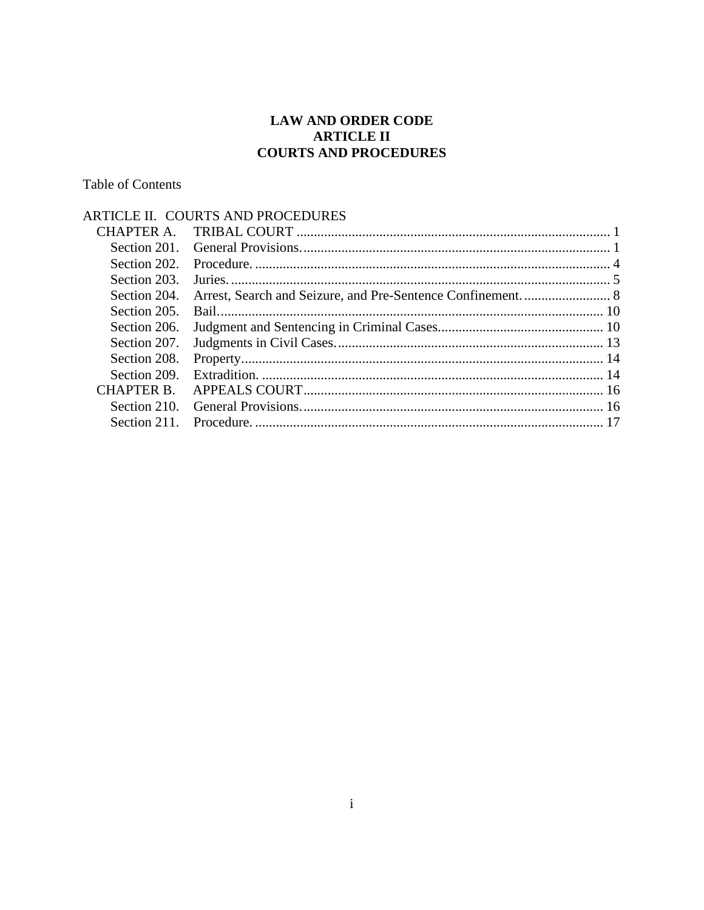# LAW AND ORDER CODE
# ARTICLE II
# COURTS AND PROCEDURES

Table of Contents

ARTICLE II. COURTS AND PROCEDURES

- CHAPTER A. TRIBAL COURT .......... 1
  - Section 201. General Provisions .......... 1
  - Section 202. Procedure .......... 4
  - Section 203. Juries .......... 5
  - Section 204. Arrest, Search and Seizure, and Pre-Sentence Confinement .......... 8
  - Section 205. Bail .......... 10
  - Section 206. Judgment and Sentencing in Criminal Cases .......... 10
  - Section 207. Judgments in Civil Cases .......... 13
  - Section 208. Property .......... 14
  - Section 209. Extradition .......... 14
- CHAPTER B. APPEALS COURT .......... 16
  - Section 210. General Provisions .......... 16
  - Section 211. Procedure .......... 17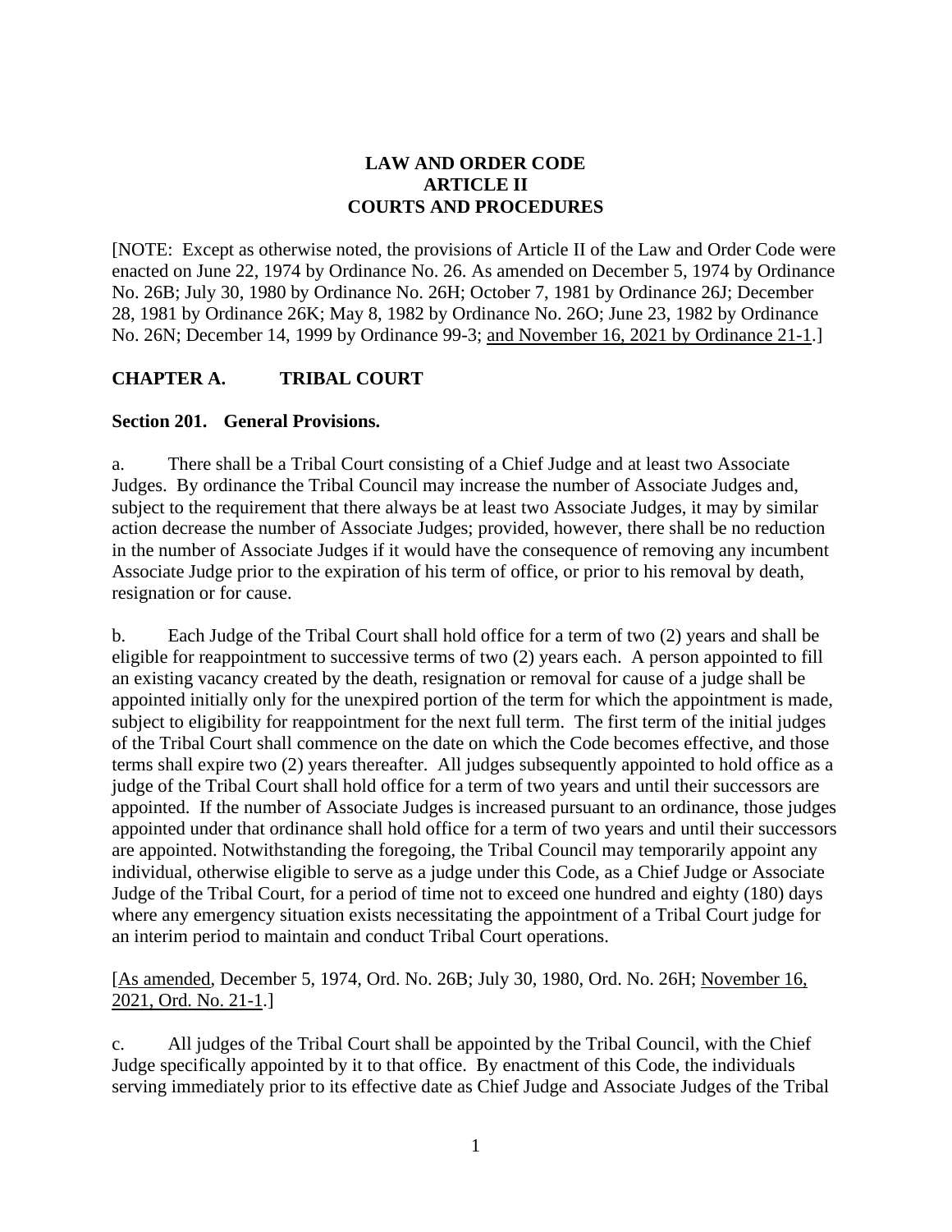# LAW AND ORDER CODE
# ARTICLE II
# COURTS AND PROCEDURES

[NOTE: Except as otherwise noted, the provisions of Article II of the Law and Order Code were enacted on June 22, 1974 by Ordinance No. 26. As amended on December 5, 1974 by Ordinance No. 26B; July 30, 1980 by Ordinance No. 26H; October 7, 1981 by Ordinance 26J; December 28, 1981 by Ordinance 26K; May 8, 1982 by Ordinance No. 26O; June 23, 1982 by Ordinance No. 26N; December 14, 1999 by Ordinance 99-3; <u>and November 16, 2021 by Ordinance 21-1</u>.]

## CHAPTER A. TRIBAL COURT

### Section 201. General Provisions.

a. There shall be a Tribal Court consisting of a Chief Judge and at least two Associate Judges. By ordinance the Tribal Council may increase the number of Associate Judges and, subject to the requirement that there always be at least two Associate Judges, it may by similar action decrease the number of Associate Judges; provided, however, there shall be no reduction in the number of Associate Judges if it would have the consequence of removing any incumbent Associate Judge prior to the expiration of his term of office, or prior to his removal by death, resignation or for cause.

b. Each Judge of the Tribal Court shall hold office for a term of two (2) years and shall be eligible for reappointment to successive terms of two (2) years each. A person appointed to fill an existing vacancy created by the death, resignation or removal for cause of a judge shall be appointed initially only for the unexpired portion of the term for which the appointment is made, subject to eligibility for reappointment for the next full term. The first term of the initial judges of the Tribal Court shall commence on the date on which the Code becomes effective, and those terms shall expire two (2) years thereafter. All judges subsequently appointed to hold office as a judge of the Tribal Court shall hold office for a term of two years and until their successors are appointed. If the number of Associate Judges is increased pursuant to an ordinance, those judges appointed under that ordinance shall hold office for a term of two years and until their successors are appointed. Notwithstanding the foregoing, the Tribal Council may temporarily appoint any individual, otherwise eligible to serve as a judge under this Code, as a Chief Judge or Associate Judge of the Tribal Court, for a period of time not to exceed one hundred and eighty (180) days where any emergency situation exists necessitating the appointment of a Tribal Court judge for an interim period to maintain and conduct Tribal Court operations.

[<u>As amended</u>, December 5, 1974, Ord. No. 26B; July 30, 1980, Ord. No. 26H; <u>November 16, 2021, Ord. No. 21-1</u>.]

c. All judges of the Tribal Court shall be appointed by the Tribal Council, with the Chief Judge specifically appointed by it to that office. By enactment of this Code, the individuals serving immediately prior to its effective date as Chief Judge and Associate Judges of the Tribal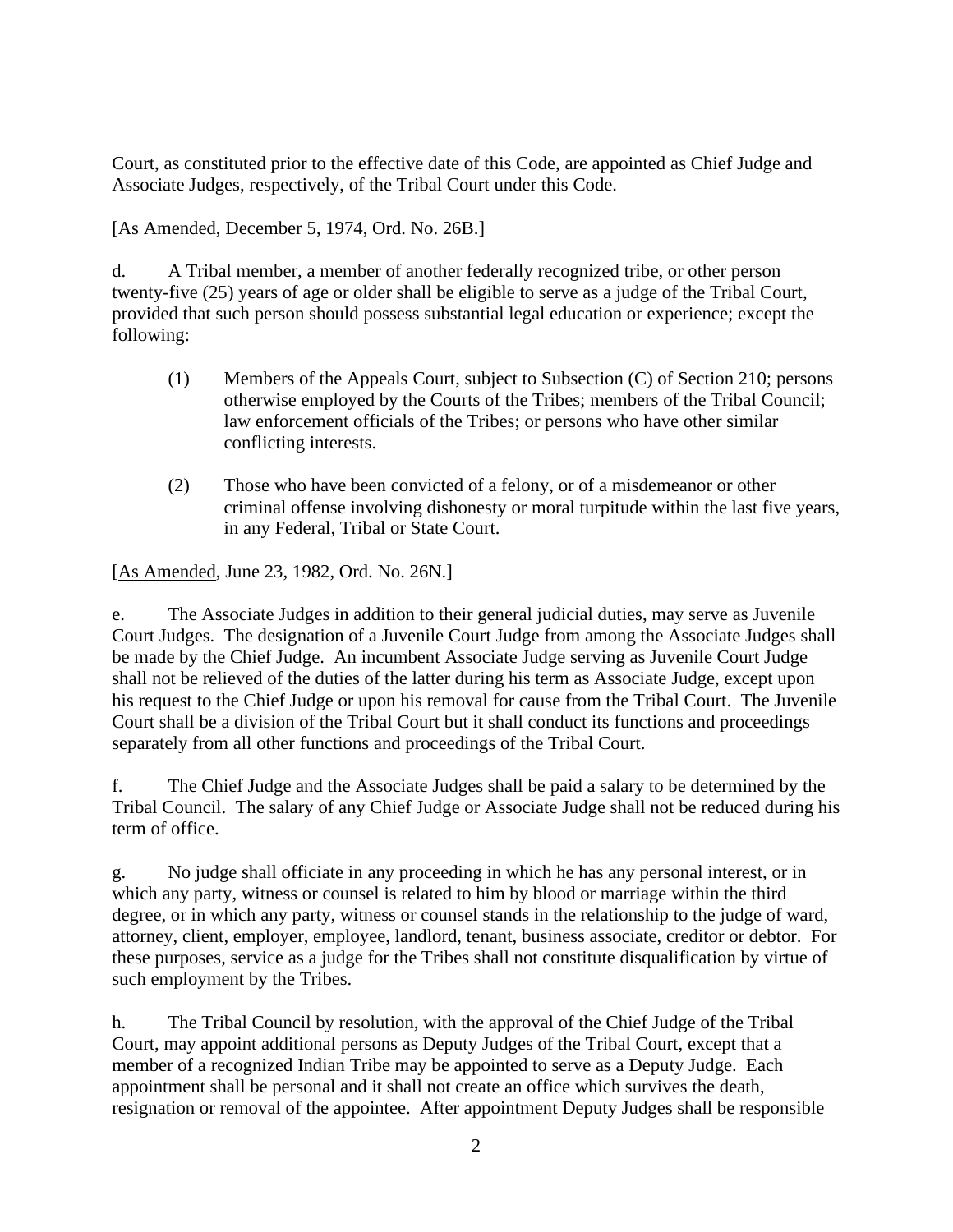Court, as constituted prior to the effective date of this Code, are appointed as Chief Judge and Associate Judges, respectively, of the Tribal Court under this Code.

[As Amended, December 5, 1974, Ord. No. 26B.]

d. A Tribal member, a member of another federally recognized tribe, or other person twenty-five (25) years of age or older shall be eligible to serve as a judge of the Tribal Court, provided that such person should possess substantial legal education or experience; except the following:

> (1) Members of the Appeals Court, subject to Subsection (C) of Section 210; persons otherwise employed by the Courts of the Tribes; members of the Tribal Council; law enforcement officials of the Tribes; or persons who have other similar conflicting interests.
>
> (2) Those who have been convicted of a felony, or of a misdemeanor or other criminal offense involving dishonesty or moral turpitude within the last five years, in any Federal, Tribal or State Court.

[As Amended, June 23, 1982, Ord. No. 26N.]

e. The Associate Judges in addition to their general judicial duties, may serve as Juvenile Court Judges. The designation of a Juvenile Court Judge from among the Associate Judges shall be made by the Chief Judge. An incumbent Associate Judge serving as Juvenile Court Judge shall not be relieved of the duties of the latter during his term as Associate Judge, except upon his request to the Chief Judge or upon his removal for cause from the Tribal Court. The Juvenile Court shall be a division of the Tribal Court but it shall conduct its functions and proceedings separately from all other functions and proceedings of the Tribal Court.

f. The Chief Judge and the Associate Judges shall be paid a salary to be determined by the Tribal Council. The salary of any Chief Judge or Associate Judge shall not be reduced during his term of office.

g. No judge shall officiate in any proceeding in which he has any personal interest, or in which any party, witness or counsel is related to him by blood or marriage within the third degree, or in which any party, witness or counsel stands in the relationship to the judge of ward, attorney, client, employer, employee, landlord, tenant, business associate, creditor or debtor. For these purposes, service as a judge for the Tribes shall not constitute disqualification by virtue of such employment by the Tribes.

h. The Tribal Council by resolution, with the approval of the Chief Judge of the Tribal Court, may appoint additional persons as Deputy Judges of the Tribal Court, except that a member of a recognized Indian Tribe may be appointed to serve as a Deputy Judge. Each appointment shall be personal and it shall not create an office which survives the death, resignation or removal of the appointee. After appointment Deputy Judges shall be responsible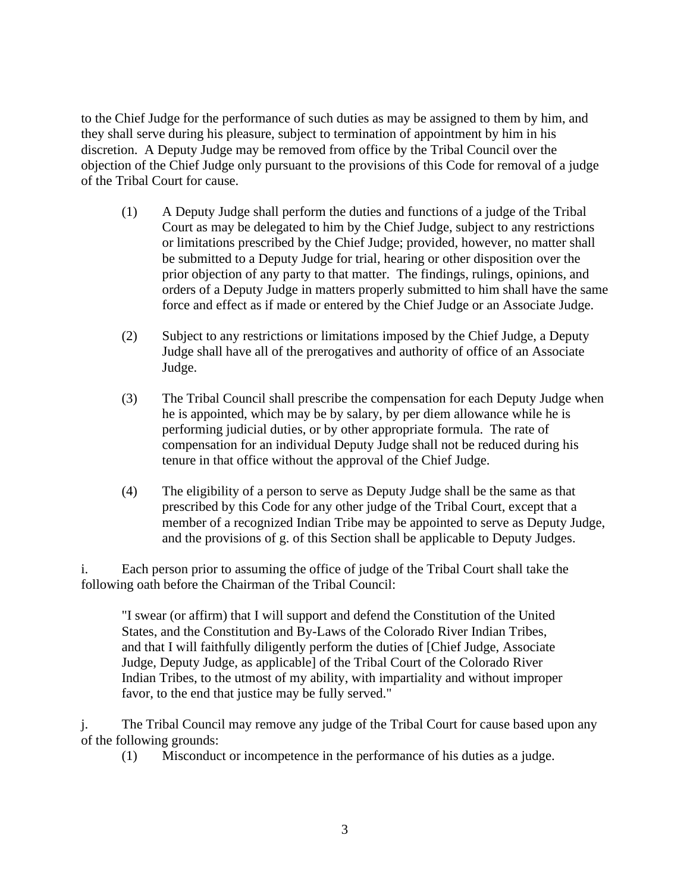to the Chief Judge for the performance of such duties as may be assigned to them by him, and they shall serve during his pleasure, subject to termination of appointment by him in his discretion. A Deputy Judge may be removed from office by the Tribal Council over the objection of the Chief Judge only pursuant to the provisions of this Code for removal of a judge of the Tribal Court for cause.

(1) A Deputy Judge shall perform the duties and functions of a judge of the Tribal Court as may be delegated to him by the Chief Judge, subject to any restrictions or limitations prescribed by the Chief Judge; provided, however, no matter shall be submitted to a Deputy Judge for trial, hearing or other disposition over the prior objection of any party to that matter. The findings, rulings, opinions, and orders of a Deputy Judge in matters properly submitted to him shall have the same force and effect as if made or entered by the Chief Judge or an Associate Judge.

(2) Subject to any restrictions or limitations imposed by the Chief Judge, a Deputy Judge shall have all of the prerogatives and authority of office of an Associate Judge.

(3) The Tribal Council shall prescribe the compensation for each Deputy Judge when he is appointed, which may be by salary, by per diem allowance while he is performing judicial duties, or by other appropriate formula. The rate of compensation for an individual Deputy Judge shall not be reduced during his tenure in that office without the approval of the Chief Judge.

(4) The eligibility of a person to serve as Deputy Judge shall be the same as that prescribed by this Code for any other judge of the Tribal Court, except that a member of a recognized Indian Tribe may be appointed to serve as Deputy Judge, and the provisions of g. of this Section shall be applicable to Deputy Judges.

i. Each person prior to assuming the office of judge of the Tribal Court shall take the following oath before the Chairman of the Tribal Council:

> "I swear (or affirm) that I will support and defend the Constitution of the United States, and the Constitution and By-Laws of the Colorado River Indian Tribes, and that I will faithfully diligently perform the duties of [Chief Judge, Associate Judge, Deputy Judge, as applicable] of the Tribal Court of the Colorado River Indian Tribes, to the utmost of my ability, with impartiality and without improper favor, to the end that justice may be fully served."

j. The Tribal Council may remove any judge of the Tribal Court for cause based upon any of the following grounds:

(1) Misconduct or incompetence in the performance of his duties as a judge.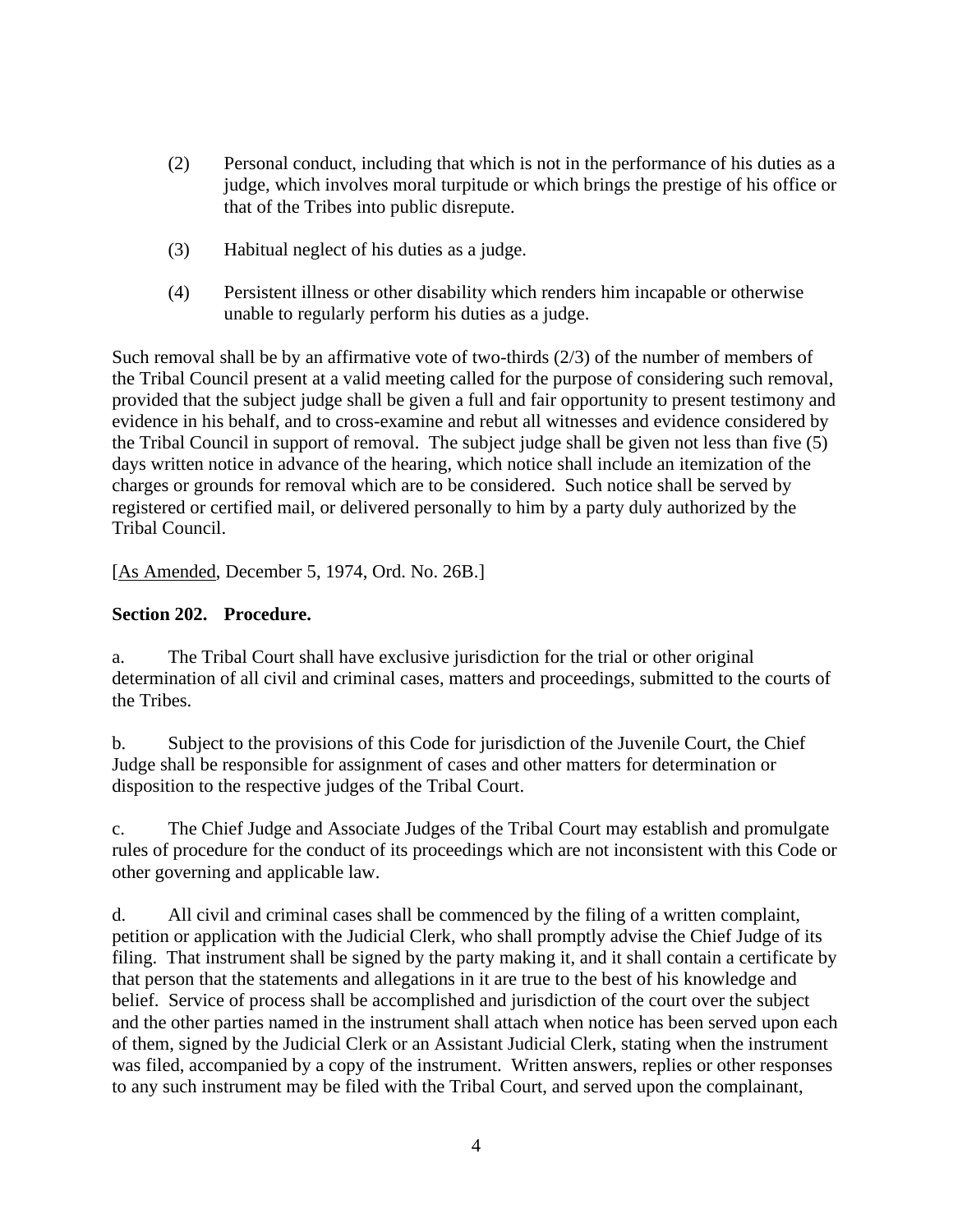(2) Personal conduct, including that which is not in the performance of his duties as a judge, which involves moral turpitude or which brings the prestige of his office or that of the Tribes into public disrepute.

(3) Habitual neglect of his duties as a judge.

(4) Persistent illness or other disability which renders him incapable or otherwise unable to regularly perform his duties as a judge.

Such removal shall be by an affirmative vote of two-thirds (2/3) of the number of members of the Tribal Council present at a valid meeting called for the purpose of considering such removal, provided that the subject judge shall be given a full and fair opportunity to present testimony and evidence in his behalf, and to cross-examine and rebut all witnesses and evidence considered by the Tribal Council in support of removal. The subject judge shall be given not less than five (5) days written notice in advance of the hearing, which notice shall include an itemization of the charges or grounds for removal which are to be considered. Such notice shall be served by registered or certified mail, or delivered personally to him by a party duly authorized by the Tribal Council.

[As Amended, December 5, 1974, Ord. No. 26B.]

**Section 202. Procedure.**

a. The Tribal Court shall have exclusive jurisdiction for the trial or other original determination of all civil and criminal cases, matters and proceedings, submitted to the courts of the Tribes.

b. Subject to the provisions of this Code for jurisdiction of the Juvenile Court, the Chief Judge shall be responsible for assignment of cases and other matters for determination or disposition to the respective judges of the Tribal Court.

c. The Chief Judge and Associate Judges of the Tribal Court may establish and promulgate rules of procedure for the conduct of its proceedings which are not inconsistent with this Code or other governing and applicable law.

d. All civil and criminal cases shall be commenced by the filing of a written complaint, petition or application with the Judicial Clerk, who shall promptly advise the Chief Judge of its filing. That instrument shall be signed by the party making it, and it shall contain a certificate by that person that the statements and allegations in it are true to the best of his knowledge and belief. Service of process shall be accomplished and jurisdiction of the court over the subject and the other parties named in the instrument shall attach when notice has been served upon each of them, signed by the Judicial Clerk or an Assistant Judicial Clerk, stating when the instrument was filed, accompanied by a copy of the instrument. Written answers, replies or other responses to any such instrument may be filed with the Tribal Court, and served upon the complainant,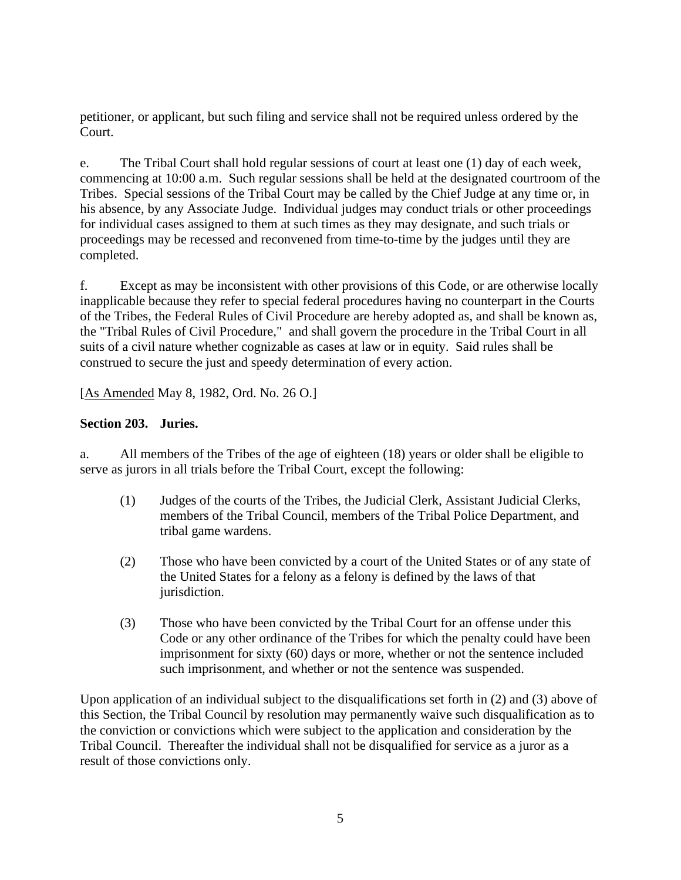petitioner, or applicant, but such filing and service shall not be required unless ordered by the Court.

e. The Tribal Court shall hold regular sessions of court at least one (1) day of each week, commencing at 10:00 a.m. Such regular sessions shall be held at the designated courtroom of the Tribes. Special sessions of the Tribal Court may be called by the Chief Judge at any time or, in his absence, by any Associate Judge. Individual judges may conduct trials or other proceedings for individual cases assigned to them at such times as they may designate, and such trials or proceedings may be recessed and reconvened from time-to-time by the judges until they are completed.

f. Except as may be inconsistent with other provisions of this Code, or are otherwise locally inapplicable because they refer to special federal procedures having no counterpart in the Courts of the Tribes, the Federal Rules of Civil Procedure are hereby adopted as, and shall be known as, the "Tribal Rules of Civil Procedure," and shall govern the procedure in the Tribal Court in all suits of a civil nature whether cognizable as cases at law or in equity. Said rules shall be construed to secure the just and speedy determination of every action.

[As Amended May 8, 1982, Ord. No. 26 O.]

**Section 203. Juries.**

a. All members of the Tribes of the age of eighteen (18) years or older shall be eligible to serve as jurors in all trials before the Tribal Court, except the following:

(1) Judges of the courts of the Tribes, the Judicial Clerk, Assistant Judicial Clerks, members of the Tribal Council, members of the Tribal Police Department, and tribal game wardens.

(2) Those who have been convicted by a court of the United States or of any state of the United States for a felony as a felony is defined by the laws of that jurisdiction.

(3) Those who have been convicted by the Tribal Court for an offense under this Code or any other ordinance of the Tribes for which the penalty could have been imprisonment for sixty (60) days or more, whether or not the sentence included such imprisonment, and whether or not the sentence was suspended.

Upon application of an individual subject to the disqualifications set forth in (2) and (3) above of this Section, the Tribal Council by resolution may permanently waive such disqualification as to the conviction or convictions which were subject to the application and consideration by the Tribal Council. Thereafter the individual shall not be disqualified for service as a juror as a result of those convictions only.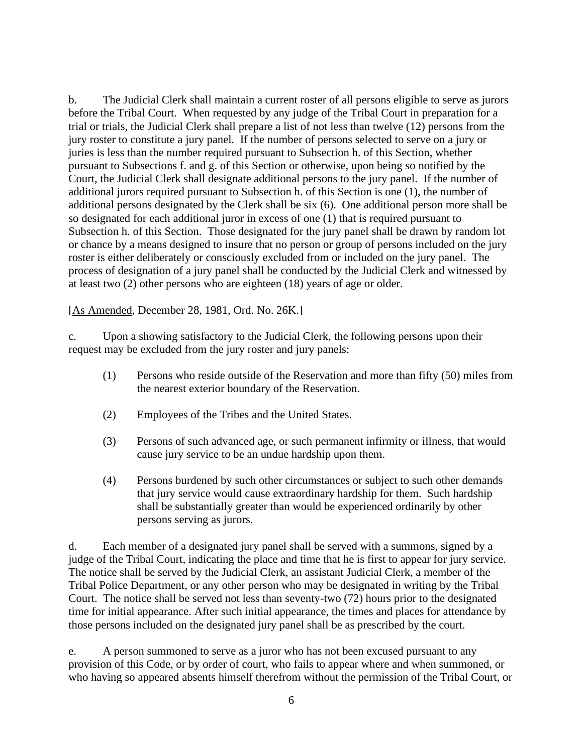b. The Judicial Clerk shall maintain a current roster of all persons eligible to serve as jurors before the Tribal Court. When requested by any judge of the Tribal Court in preparation for a trial or trials, the Judicial Clerk shall prepare a list of not less than twelve (12) persons from the jury roster to constitute a jury panel. If the number of persons selected to serve on a jury or juries is less than the number required pursuant to Subsection h. of this Section, whether pursuant to Subsections f. and g. of this Section or otherwise, upon being so notified by the Court, the Judicial Clerk shall designate additional persons to the jury panel. If the number of additional jurors required pursuant to Subsection h. of this Section is one (1), the number of additional persons designated by the Clerk shall be six (6). One additional person more shall be so designated for each additional juror in excess of one (1) that is required pursuant to Subsection h. of this Section. Those designated for the jury panel shall be drawn by random lot or chance by a means designed to insure that no person or group of persons included on the jury roster is either deliberately or consciously excluded from or included on the jury panel. The process of designation of a jury panel shall be conducted by the Judicial Clerk and witnessed by at least two (2) other persons who are eighteen (18) years of age or older.

[As Amended, December 28, 1981, Ord. No. 26K.]

c. Upon a showing satisfactory to the Judicial Clerk, the following persons upon their request may be excluded from the jury roster and jury panels:

(1) Persons who reside outside of the Reservation and more than fifty (50) miles from the nearest exterior boundary of the Reservation.

(2) Employees of the Tribes and the United States.

(3) Persons of such advanced age, or such permanent infirmity or illness, that would cause jury service to be an undue hardship upon them.

(4) Persons burdened by such other circumstances or subject to such other demands that jury service would cause extraordinary hardship for them. Such hardship shall be substantially greater than would be experienced ordinarily by other persons serving as jurors.

d. Each member of a designated jury panel shall be served with a summons, signed by a judge of the Tribal Court, indicating the place and time that he is first to appear for jury service. The notice shall be served by the Judicial Clerk, an assistant Judicial Clerk, a member of the Tribal Police Department, or any other person who may be designated in writing by the Tribal Court. The notice shall be served not less than seventy-two (72) hours prior to the designated time for initial appearance. After such initial appearance, the times and places for attendance by those persons included on the designated jury panel shall be as prescribed by the court.

e. A person summoned to serve as a juror who has not been excused pursuant to any provision of this Code, or by order of court, who fails to appear where and when summoned, or who having so appeared absents himself therefrom without the permission of the Tribal Court, or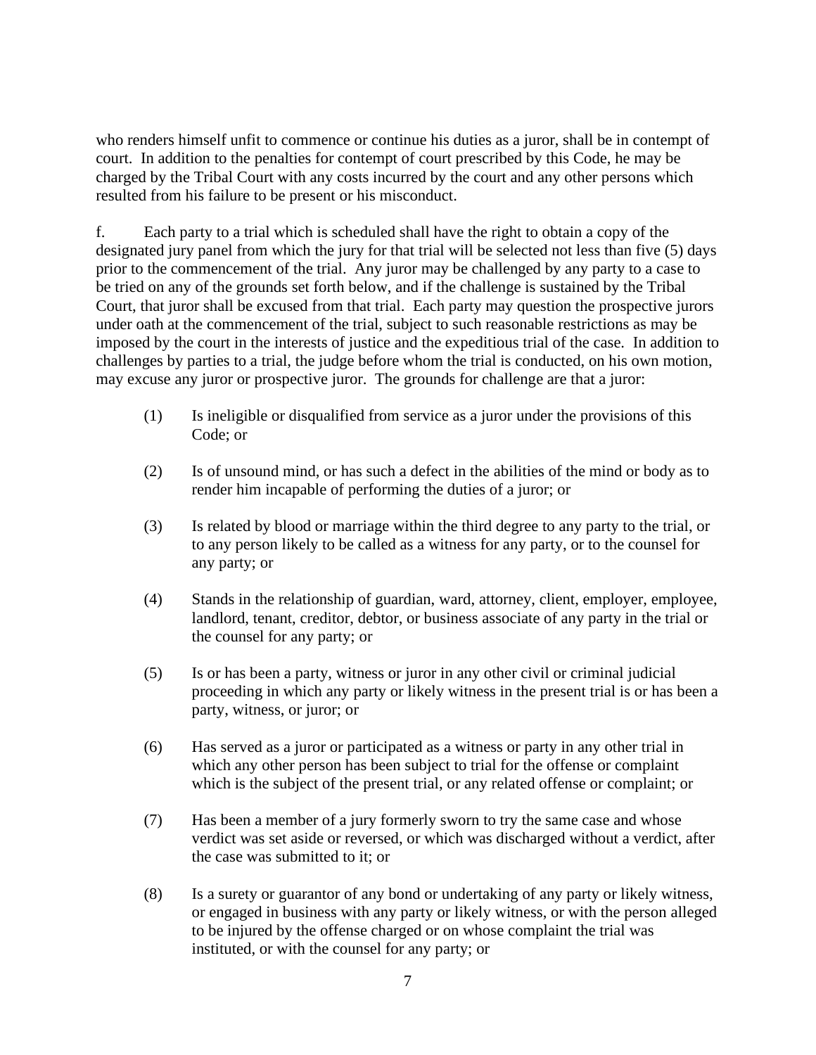who renders himself unfit to commence or continue his duties as a juror, shall be in contempt of court. In addition to the penalties for contempt of court prescribed by this Code, he may be charged by the Tribal Court with any costs incurred by the court and any other persons which resulted from his failure to be present or his misconduct.

f. Each party to a trial which is scheduled shall have the right to obtain a copy of the designated jury panel from which the jury for that trial will be selected not less than five (5) days prior to the commencement of the trial. Any juror may be challenged by any party to a case to be tried on any of the grounds set forth below, and if the challenge is sustained by the Tribal Court, that juror shall be excused from that trial. Each party may question the prospective jurors under oath at the commencement of the trial, subject to such reasonable restrictions as may be imposed by the court in the interests of justice and the expeditious trial of the case. In addition to challenges by parties to a trial, the judge before whom the trial is conducted, on his own motion, may excuse any juror or prospective juror. The grounds for challenge are that a juror:

(1) Is ineligible or disqualified from service as a juror under the provisions of this Code; or

(2) Is of unsound mind, or has such a defect in the abilities of the mind or body as to render him incapable of performing the duties of a juror; or

(3) Is related by blood or marriage within the third degree to any party to the trial, or to any person likely to be called as a witness for any party, or to the counsel for any party; or

(4) Stands in the relationship of guardian, ward, attorney, client, employer, employee, landlord, tenant, creditor, debtor, or business associate of any party in the trial or the counsel for any party; or

(5) Is or has been a party, witness or juror in any other civil or criminal judicial proceeding in which any party or likely witness in the present trial is or has been a party, witness, or juror; or

(6) Has served as a juror or participated as a witness or party in any other trial in which any other person has been subject to trial for the offense or complaint which is the subject of the present trial, or any related offense or complaint; or

(7) Has been a member of a jury formerly sworn to try the same case and whose verdict was set aside or reversed, or which was discharged without a verdict, after the case was submitted to it; or

(8) Is a surety or guarantor of any bond or undertaking of any party or likely witness, or engaged in business with any party or likely witness, or with the person alleged to be injured by the offense charged or on whose complaint the trial was instituted, or with the counsel for any party; or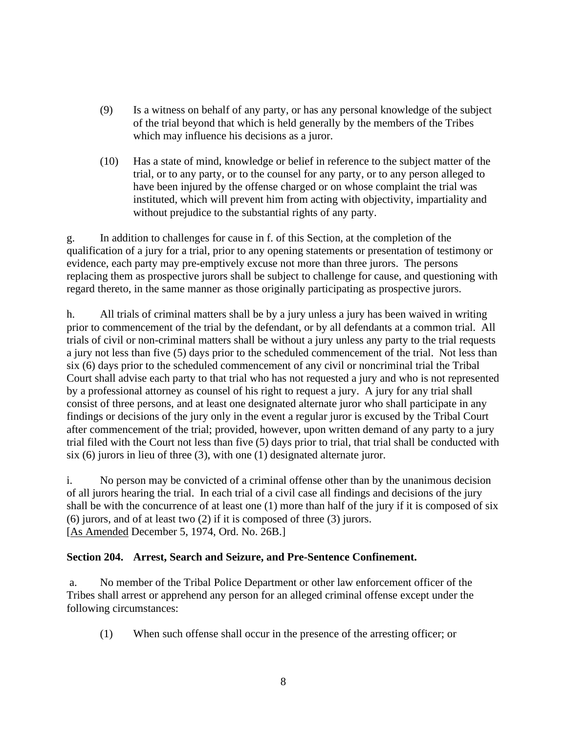(9) Is a witness on behalf of any party, or has any personal knowledge of the subject of the trial beyond that which is held generally by the members of the Tribes which may influence his decisions as a juror.

(10) Has a state of mind, knowledge or belief in reference to the subject matter of the trial, or to any party, or to the counsel for any party, or to any person alleged to have been injured by the offense charged or on whose complaint the trial was instituted, which will prevent him from acting with objectivity, impartiality and without prejudice to the substantial rights of any party.

g. In addition to challenges for cause in f. of this Section, at the completion of the qualification of a jury for a trial, prior to any opening statements or presentation of testimony or evidence, each party may pre-emptively excuse not more than three jurors. The persons replacing them as prospective jurors shall be subject to challenge for cause, and questioning with regard thereto, in the same manner as those originally participating as prospective jurors.

h. All trials of criminal matters shall be by a jury unless a jury has been waived in writing prior to commencement of the trial by the defendant, or by all defendants at a common trial. All trials of civil or non-criminal matters shall be without a jury unless any party to the trial requests a jury not less than five (5) days prior to the scheduled commencement of the trial. Not less than six (6) days prior to the scheduled commencement of any civil or noncriminal trial the Tribal Court shall advise each party to that trial who has not requested a jury and who is not represented by a professional attorney as counsel of his right to request a jury. A jury for any trial shall consist of three persons, and at least one designated alternate juror who shall participate in any findings or decisions of the jury only in the event a regular juror is excused by the Tribal Court after commencement of the trial; provided, however, upon written demand of any party to a jury trial filed with the Court not less than five (5) days prior to trial, that trial shall be conducted with six (6) jurors in lieu of three (3), with one (1) designated alternate juror.

i. No person may be convicted of a criminal offense other than by the unanimous decision of all jurors hearing the trial. In each trial of a civil case all findings and decisions of the jury shall be with the concurrence of at least one (1) more than half of the jury if it is composed of six (6) jurors, and of at least two (2) if it is composed of three (3) jurors.
[As Amended December 5, 1974, Ord. No. 26B.]

**Section 204. Arrest, Search and Seizure, and Pre-Sentence Confinement.**

a. No member of the Tribal Police Department or other law enforcement officer of the Tribes shall arrest or apprehend any person for an alleged criminal offense except under the following circumstances:

(1) When such offense shall occur in the presence of the arresting officer; or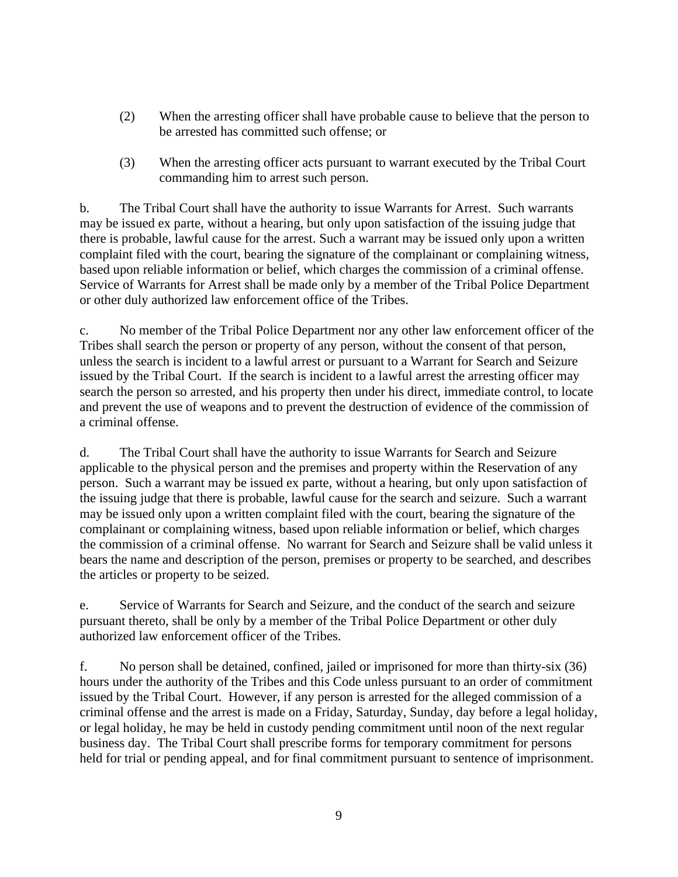(2) When the arresting officer shall have probable cause to believe that the person to be arrested has committed such offense; or

(3) When the arresting officer acts pursuant to warrant executed by the Tribal Court commanding him to arrest such person.

b. The Tribal Court shall have the authority to issue Warrants for Arrest. Such warrants may be issued ex parte, without a hearing, but only upon satisfaction of the issuing judge that there is probable, lawful cause for the arrest. Such a warrant may be issued only upon a written complaint filed with the court, bearing the signature of the complainant or complaining witness, based upon reliable information or belief, which charges the commission of a criminal offense. Service of Warrants for Arrest shall be made only by a member of the Tribal Police Department or other duly authorized law enforcement office of the Tribes.

c. No member of the Tribal Police Department nor any other law enforcement officer of the Tribes shall search the person or property of any person, without the consent of that person, unless the search is incident to a lawful arrest or pursuant to a Warrant for Search and Seizure issued by the Tribal Court. If the search is incident to a lawful arrest the arresting officer may search the person so arrested, and his property then under his direct, immediate control, to locate and prevent the use of weapons and to prevent the destruction of evidence of the commission of a criminal offense.

d. The Tribal Court shall have the authority to issue Warrants for Search and Seizure applicable to the physical person and the premises and property within the Reservation of any person. Such a warrant may be issued ex parte, without a hearing, but only upon satisfaction of the issuing judge that there is probable, lawful cause for the search and seizure. Such a warrant may be issued only upon a written complaint filed with the court, bearing the signature of the complainant or complaining witness, based upon reliable information or belief, which charges the commission of a criminal offense. No warrant for Search and Seizure shall be valid unless it bears the name and description of the person, premises or property to be searched, and describes the articles or property to be seized.

e. Service of Warrants for Search and Seizure, and the conduct of the search and seizure pursuant thereto, shall be only by a member of the Tribal Police Department or other duly authorized law enforcement officer of the Tribes.

f. No person shall be detained, confined, jailed or imprisoned for more than thirty-six (36) hours under the authority of the Tribes and this Code unless pursuant to an order of commitment issued by the Tribal Court. However, if any person is arrested for the alleged commission of a criminal offense and the arrest is made on a Friday, Saturday, Sunday, day before a legal holiday, or legal holiday, he may be held in custody pending commitment until noon of the next regular business day. The Tribal Court shall prescribe forms for temporary commitment for persons held for trial or pending appeal, and for final commitment pursuant to sentence of imprisonment.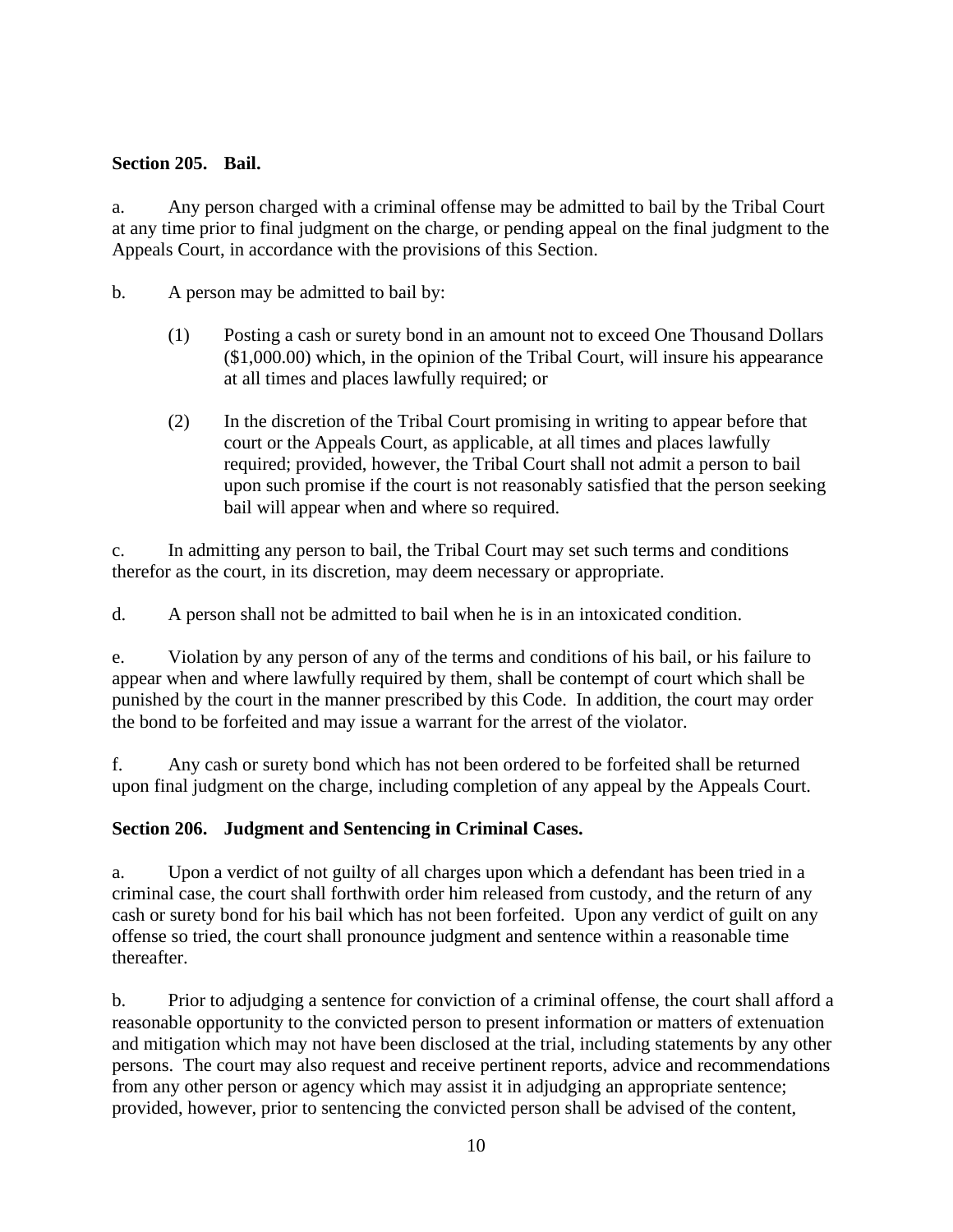**Section 205. Bail.**

a. Any person charged with a criminal offense may be admitted to bail by the Tribal Court at any time prior to final judgment on the charge, or pending appeal on the final judgment to the Appeals Court, in accordance with the provisions of this Section.

b. A person may be admitted to bail by:

(1) Posting a cash or surety bond in an amount not to exceed One Thousand Dollars ($1,000.00) which, in the opinion of the Tribal Court, will insure his appearance at all times and places lawfully required; or

(2) In the discretion of the Tribal Court promising in writing to appear before that court or the Appeals Court, as applicable, at all times and places lawfully required; provided, however, the Tribal Court shall not admit a person to bail upon such promise if the court is not reasonably satisfied that the person seeking bail will appear when and where so required.

c. In admitting any person to bail, the Tribal Court may set such terms and conditions therefor as the court, in its discretion, may deem necessary or appropriate.

d. A person shall not be admitted to bail when he is in an intoxicated condition.

e. Violation by any person of any of the terms and conditions of his bail, or his failure to appear when and where lawfully required by them, shall be contempt of court which shall be punished by the court in the manner prescribed by this Code. In addition, the court may order the bond to be forfeited and may issue a warrant for the arrest of the violator.

f. Any cash or surety bond which has not been ordered to be forfeited shall be returned upon final judgment on the charge, including completion of any appeal by the Appeals Court.

**Section 206. Judgment and Sentencing in Criminal Cases.**

a. Upon a verdict of not guilty of all charges upon which a defendant has been tried in a criminal case, the court shall forthwith order him released from custody, and the return of any cash or surety bond for his bail which has not been forfeited. Upon any verdict of guilt on any offense so tried, the court shall pronounce judgment and sentence within a reasonable time thereafter.

b. Prior to adjudging a sentence for conviction of a criminal offense, the court shall afford a reasonable opportunity to the convicted person to present information or matters of extenuation and mitigation which may not have been disclosed at the trial, including statements by any other persons. The court may also request and receive pertinent reports, advice and recommendations from any other person or agency which may assist it in adjudging an appropriate sentence; provided, however, prior to sentencing the convicted person shall be advised of the content,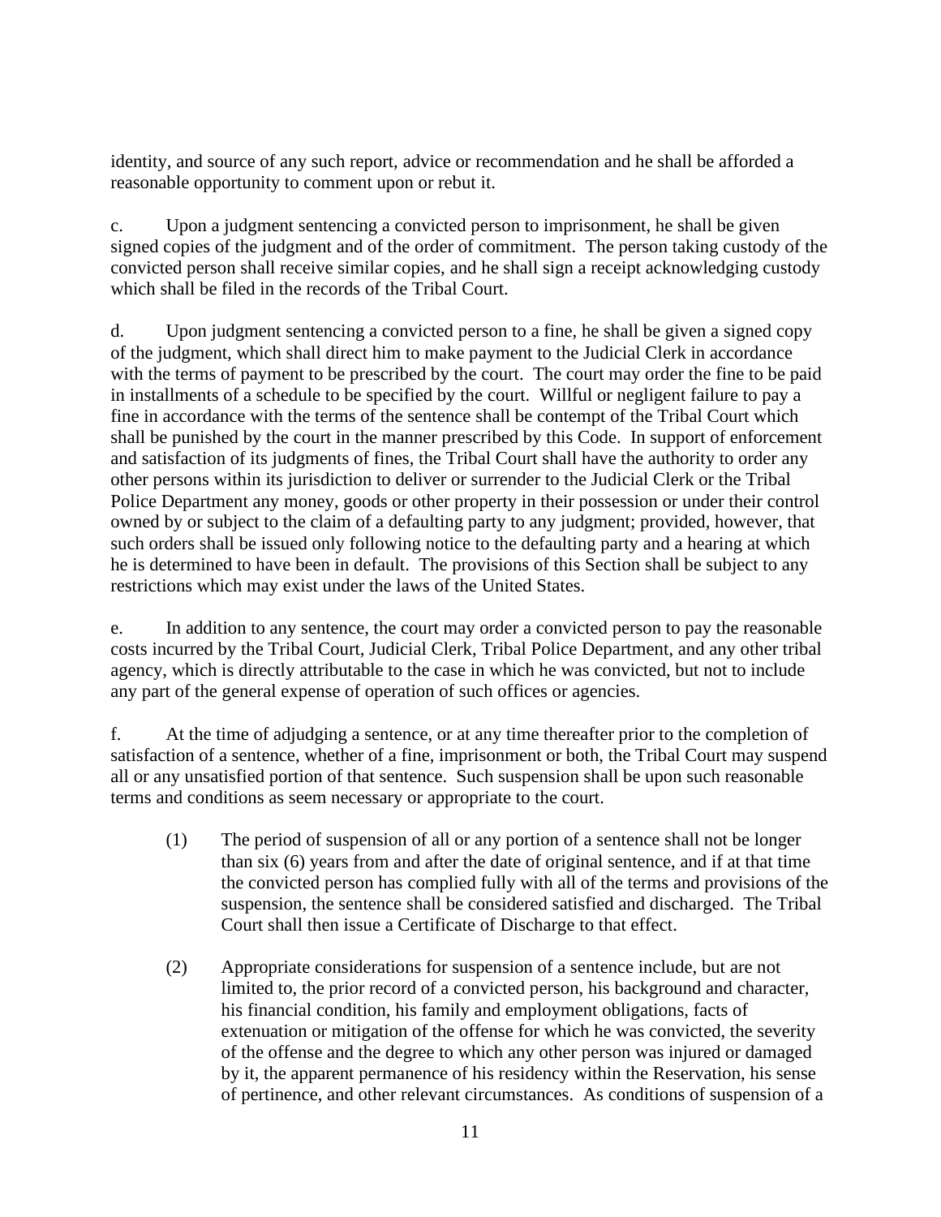identity, and source of any such report, advice or recommendation and he shall be afforded a reasonable opportunity to comment upon or rebut it.

c. Upon a judgment sentencing a convicted person to imprisonment, he shall be given signed copies of the judgment and of the order of commitment. The person taking custody of the convicted person shall receive similar copies, and he shall sign a receipt acknowledging custody which shall be filed in the records of the Tribal Court.

d. Upon judgment sentencing a convicted person to a fine, he shall be given a signed copy of the judgment, which shall direct him to make payment to the Judicial Clerk in accordance with the terms of payment to be prescribed by the court. The court may order the fine to be paid in installments of a schedule to be specified by the court. Willful or negligent failure to pay a fine in accordance with the terms of the sentence shall be contempt of the Tribal Court which shall be punished by the court in the manner prescribed by this Code. In support of enforcement and satisfaction of its judgments of fines, the Tribal Court shall have the authority to order any other persons within its jurisdiction to deliver or surrender to the Judicial Clerk or the Tribal Police Department any money, goods or other property in their possession or under their control owned by or subject to the claim of a defaulting party to any judgment; provided, however, that such orders shall be issued only following notice to the defaulting party and a hearing at which he is determined to have been in default. The provisions of this Section shall be subject to any restrictions which may exist under the laws of the United States.

e. In addition to any sentence, the court may order a convicted person to pay the reasonable costs incurred by the Tribal Court, Judicial Clerk, Tribal Police Department, and any other tribal agency, which is directly attributable to the case in which he was convicted, but not to include any part of the general expense of operation of such offices or agencies.

f. At the time of adjudging a sentence, or at any time thereafter prior to the completion of satisfaction of a sentence, whether of a fine, imprisonment or both, the Tribal Court may suspend all or any unsatisfied portion of that sentence. Such suspension shall be upon such reasonable terms and conditions as seem necessary or appropriate to the court.

(1) The period of suspension of all or any portion of a sentence shall not be longer than six (6) years from and after the date of original sentence, and if at that time the convicted person has complied fully with all of the terms and provisions of the suspension, the sentence shall be considered satisfied and discharged. The Tribal Court shall then issue a Certificate of Discharge to that effect.

(2) Appropriate considerations for suspension of a sentence include, but are not limited to, the prior record of a convicted person, his background and character, his financial condition, his family and employment obligations, facts of extenuation or mitigation of the offense for which he was convicted, the severity of the offense and the degree to which any other person was injured or damaged by it, the apparent permanence of his residency within the Reservation, his sense of pertinence, and other relevant circumstances. As conditions of suspension of a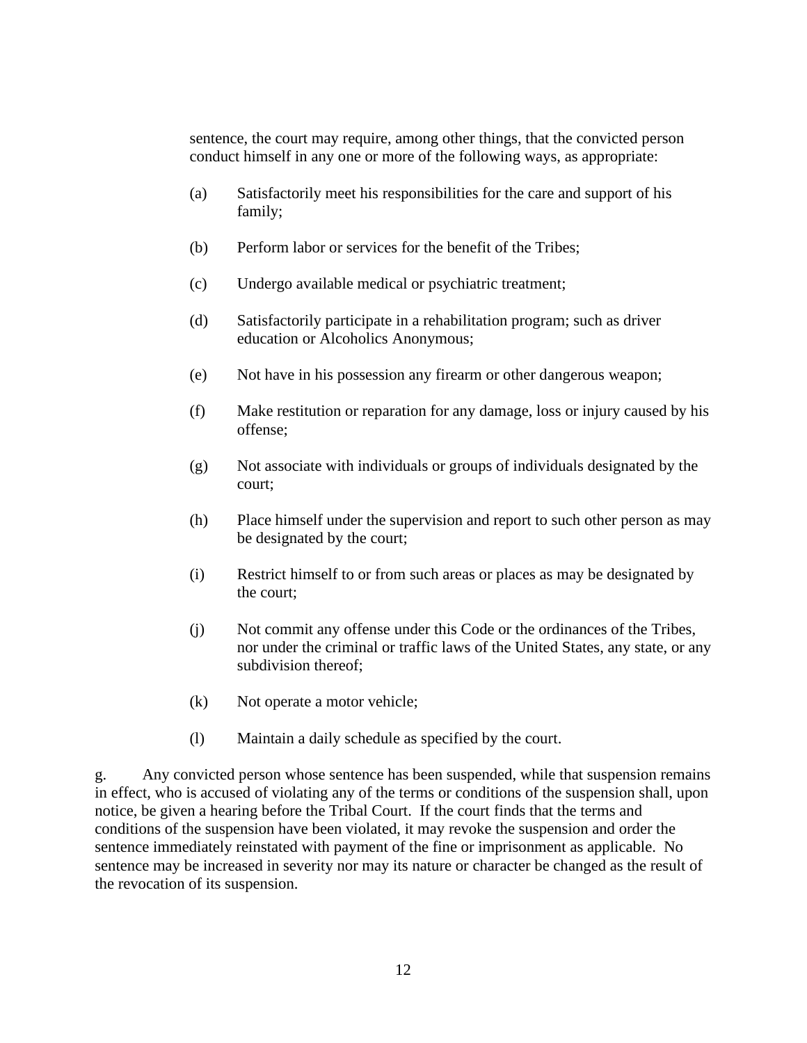sentence, the court may require, among other things, that the convicted person conduct himself in any one or more of the following ways, as appropriate:

(a) Satisfactorily meet his responsibilities for the care and support of his family;

(b) Perform labor or services for the benefit of the Tribes;

(c) Undergo available medical or psychiatric treatment;

(d) Satisfactorily participate in a rehabilitation program; such as driver education or Alcoholics Anonymous;

(e) Not have in his possession any firearm or other dangerous weapon;

(f) Make restitution or reparation for any damage, loss or injury caused by his offense;

(g) Not associate with individuals or groups of individuals designated by the court;

(h) Place himself under the supervision and report to such other person as may be designated by the court;

(i) Restrict himself to or from such areas or places as may be designated by the court;

(j) Not commit any offense under this Code or the ordinances of the Tribes, nor under the criminal or traffic laws of the United States, any state, or any subdivision thereof;

(k) Not operate a motor vehicle;

(l) Maintain a daily schedule as specified by the court.

g. Any convicted person whose sentence has been suspended, while that suspension remains in effect, who is accused of violating any of the terms or conditions of the suspension shall, upon notice, be given a hearing before the Tribal Court. If the court finds that the terms and conditions of the suspension have been violated, it may revoke the suspension and order the sentence immediately reinstated with payment of the fine or imprisonment as applicable. No sentence may be increased in severity nor may its nature or character be changed as the result of the revocation of its suspension.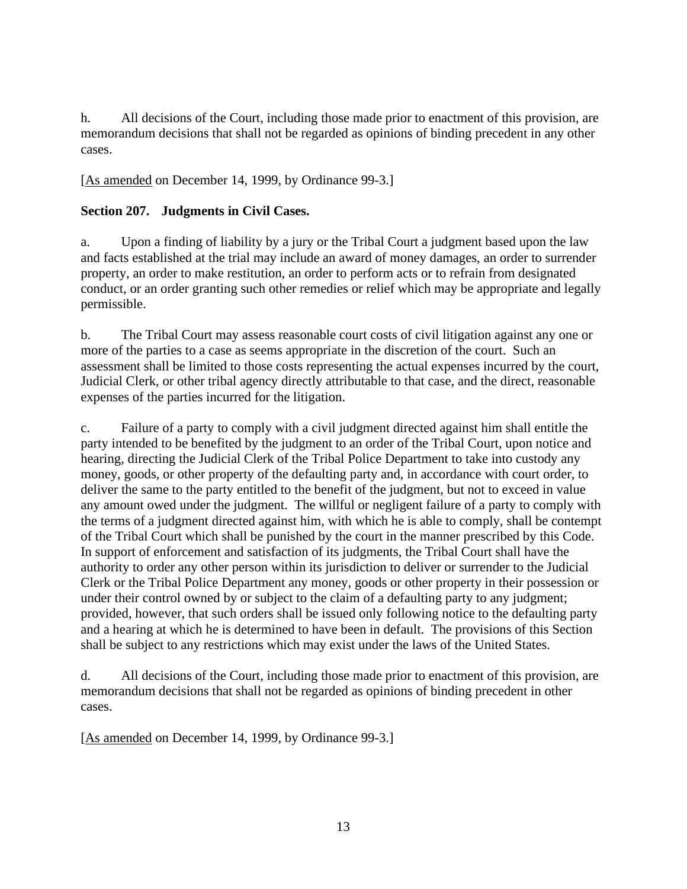h. All decisions of the Court, including those made prior to enactment of this provision, are memorandum decisions that shall not be regarded as opinions of binding precedent in any other cases.

[As amended on December 14, 1999, by Ordinance 99-3.]

**Section 207. Judgments in Civil Cases.**

a. Upon a finding of liability by a jury or the Tribal Court a judgment based upon the law and facts established at the trial may include an award of money damages, an order to surrender property, an order to make restitution, an order to perform acts or to refrain from designated conduct, or an order granting such other remedies or relief which may be appropriate and legally permissible.

b. The Tribal Court may assess reasonable court costs of civil litigation against any one or more of the parties to a case as seems appropriate in the discretion of the court. Such an assessment shall be limited to those costs representing the actual expenses incurred by the court, Judicial Clerk, or other tribal agency directly attributable to that case, and the direct, reasonable expenses of the parties incurred for the litigation.

c. Failure of a party to comply with a civil judgment directed against him shall entitle the party intended to be benefited by the judgment to an order of the Tribal Court, upon notice and hearing, directing the Judicial Clerk of the Tribal Police Department to take into custody any money, goods, or other property of the defaulting party and, in accordance with court order, to deliver the same to the party entitled to the benefit of the judgment, but not to exceed in value any amount owed under the judgment. The willful or negligent failure of a party to comply with the terms of a judgment directed against him, with which he is able to comply, shall be contempt of the Tribal Court which shall be punished by the court in the manner prescribed by this Code. In support of enforcement and satisfaction of its judgments, the Tribal Court shall have the authority to order any other person within its jurisdiction to deliver or surrender to the Judicial Clerk or the Tribal Police Department any money, goods or other property in their possession or under their control owned by or subject to the claim of a defaulting party to any judgment; provided, however, that such orders shall be issued only following notice to the defaulting party and a hearing at which he is determined to have been in default. The provisions of this Section shall be subject to any restrictions which may exist under the laws of the United States.

d. All decisions of the Court, including those made prior to enactment of this provision, are memorandum decisions that shall not be regarded as opinions of binding precedent in other cases.

[As amended on December 14, 1999, by Ordinance 99-3.]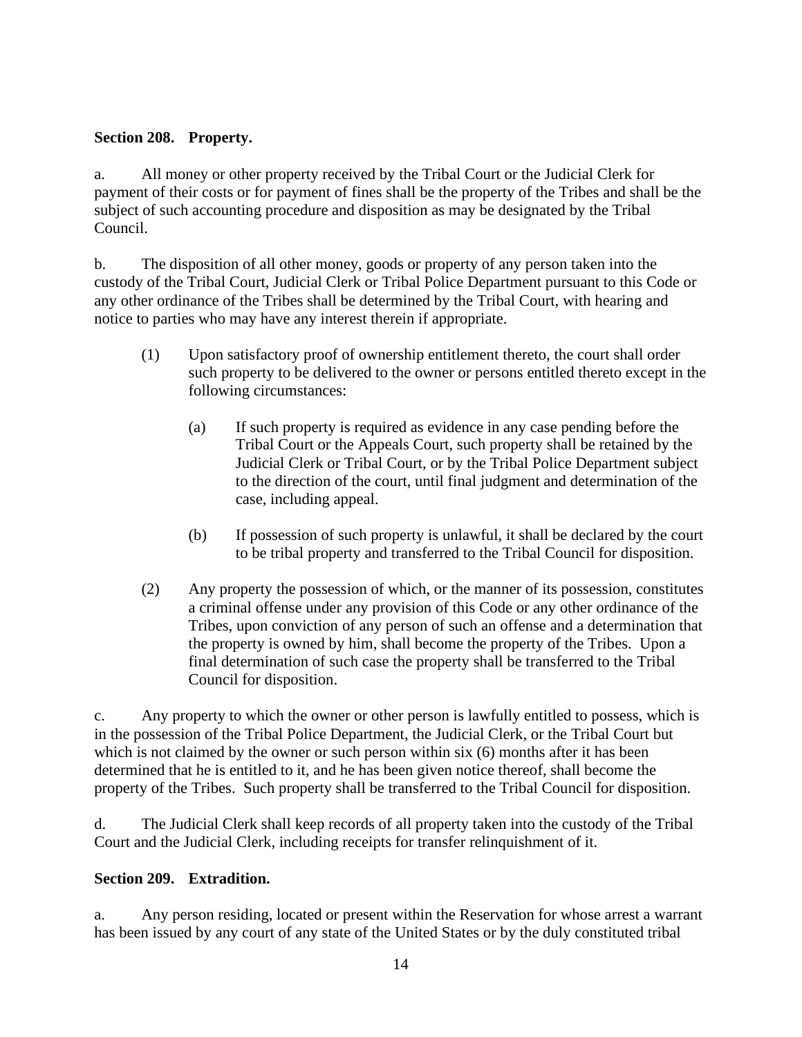**Section 208. Property.**

a. All money or other property received by the Tribal Court or the Judicial Clerk for payment of their costs or for payment of fines shall be the property of the Tribes and shall be the subject of such accounting procedure and disposition as may be designated by the Tribal Council.

b. The disposition of all other money, goods or property of any person taken into the custody of the Tribal Court, Judicial Clerk or Tribal Police Department pursuant to this Code or any other ordinance of the Tribes shall be determined by the Tribal Court, with hearing and notice to parties who may have any interest therein if appropriate.

(1) Upon satisfactory proof of ownership entitlement thereto, the court shall order such property to be delivered to the owner or persons entitled thereto except in the following circumstances:

(a) If such property is required as evidence in any case pending before the Tribal Court or the Appeals Court, such property shall be retained by the Judicial Clerk or Tribal Court, or by the Tribal Police Department subject to the direction of the court, until final judgment and determination of the case, including appeal.

(b) If possession of such property is unlawful, it shall be declared by the court to be tribal property and transferred to the Tribal Council for disposition.

(2) Any property the possession of which, or the manner of its possession, constitutes a criminal offense under any provision of this Code or any other ordinance of the Tribes, upon conviction of any person of such an offense and a determination that the property is owned by him, shall become the property of the Tribes. Upon a final determination of such case the property shall be transferred to the Tribal Council for disposition.

c. Any property to which the owner or other person is lawfully entitled to possess, which is in the possession of the Tribal Police Department, the Judicial Clerk, or the Tribal Court but which is not claimed by the owner or such person within six (6) months after it has been determined that he is entitled to it, and he has been given notice thereof, shall become the property of the Tribes. Such property shall be transferred to the Tribal Council for disposition.

d. The Judicial Clerk shall keep records of all property taken into the custody of the Tribal Court and the Judicial Clerk, including receipts for transfer relinquishment of it.

**Section 209. Extradition.**

a. Any person residing, located or present within the Reservation for whose arrest a warrant has been issued by any court of any state of the United States or by the duly constituted tribal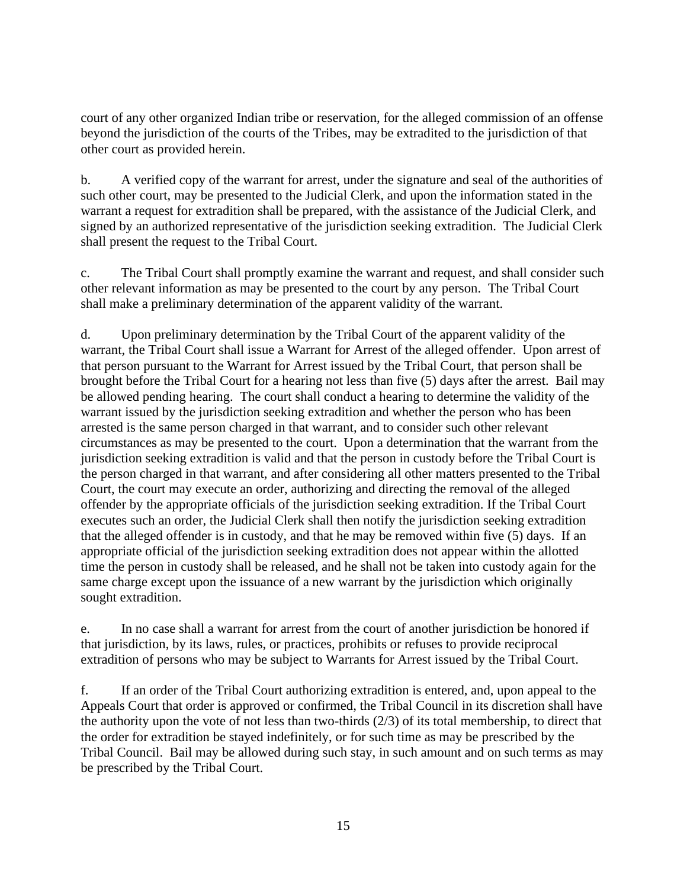court of any other organized Indian tribe or reservation, for the alleged commission of an offense beyond the jurisdiction of the courts of the Tribes, may be extradited to the jurisdiction of that other court as provided herein.

b. A verified copy of the warrant for arrest, under the signature and seal of the authorities of such other court, may be presented to the Judicial Clerk, and upon the information stated in the warrant a request for extradition shall be prepared, with the assistance of the Judicial Clerk, and signed by an authorized representative of the jurisdiction seeking extradition. The Judicial Clerk shall present the request to the Tribal Court.

c. The Tribal Court shall promptly examine the warrant and request, and shall consider such other relevant information as may be presented to the court by any person. The Tribal Court shall make a preliminary determination of the apparent validity of the warrant.

d. Upon preliminary determination by the Tribal Court of the apparent validity of the warrant, the Tribal Court shall issue a Warrant for Arrest of the alleged offender. Upon arrest of that person pursuant to the Warrant for Arrest issued by the Tribal Court, that person shall be brought before the Tribal Court for a hearing not less than five (5) days after the arrest. Bail may be allowed pending hearing. The court shall conduct a hearing to determine the validity of the warrant issued by the jurisdiction seeking extradition and whether the person who has been arrested is the same person charged in that warrant, and to consider such other relevant circumstances as may be presented to the court. Upon a determination that the warrant from the jurisdiction seeking extradition is valid and that the person in custody before the Tribal Court is the person charged in that warrant, and after considering all other matters presented to the Tribal Court, the court may execute an order, authorizing and directing the removal of the alleged offender by the appropriate officials of the jurisdiction seeking extradition. If the Tribal Court executes such an order, the Judicial Clerk shall then notify the jurisdiction seeking extradition that the alleged offender is in custody, and that he may be removed within five (5) days. If an appropriate official of the jurisdiction seeking extradition does not appear within the allotted time the person in custody shall be released, and he shall not be taken into custody again for the same charge except upon the issuance of a new warrant by the jurisdiction which originally sought extradition.

e. In no case shall a warrant for arrest from the court of another jurisdiction be honored if that jurisdiction, by its laws, rules, or practices, prohibits or refuses to provide reciprocal extradition of persons who may be subject to Warrants for Arrest issued by the Tribal Court.

f. If an order of the Tribal Court authorizing extradition is entered, and, upon appeal to the Appeals Court that order is approved or confirmed, the Tribal Council in its discretion shall have the authority upon the vote of not less than two-thirds (2/3) of its total membership, to direct that the order for extradition be stayed indefinitely, or for such time as may be prescribed by the Tribal Council. Bail may be allowed during such stay, in such amount and on such terms as may be prescribed by the Tribal Court.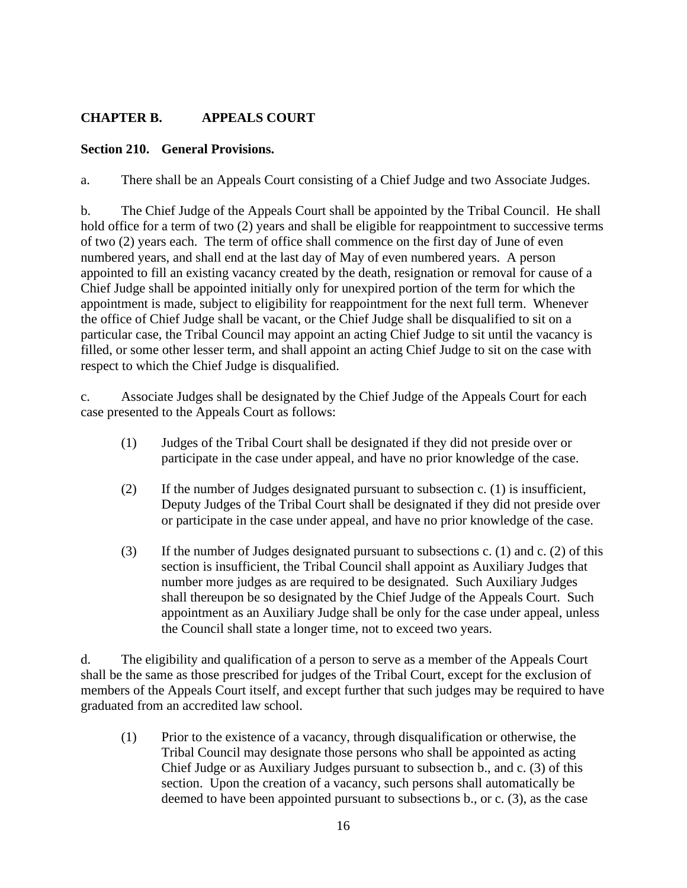## CHAPTER B. APPEALS COURT

### Section 210. General Provisions.

a. There shall be an Appeals Court consisting of a Chief Judge and two Associate Judges.

b. The Chief Judge of the Appeals Court shall be appointed by the Tribal Council. He shall hold office for a term of two (2) years and shall be eligible for reappointment to successive terms of two (2) years each. The term of office shall commence on the first day of June of even numbered years, and shall end at the last day of May of even numbered years. A person appointed to fill an existing vacancy created by the death, resignation or removal for cause of a Chief Judge shall be appointed initially only for unexpired portion of the term for which the appointment is made, subject to eligibility for reappointment for the next full term. Whenever the office of Chief Judge shall be vacant, or the Chief Judge shall be disqualified to sit on a particular case, the Tribal Council may appoint an acting Chief Judge to sit until the vacancy is filled, or some other lesser term, and shall appoint an acting Chief Judge to sit on the case with respect to which the Chief Judge is disqualified.

c. Associate Judges shall be designated by the Chief Judge of the Appeals Court for each case presented to the Appeals Court as follows:

(1) Judges of the Tribal Court shall be designated if they did not preside over or participate in the case under appeal, and have no prior knowledge of the case.

(2) If the number of Judges designated pursuant to subsection c. (1) is insufficient, Deputy Judges of the Tribal Court shall be designated if they did not preside over or participate in the case under appeal, and have no prior knowledge of the case.

(3) If the number of Judges designated pursuant to subsections c. (1) and c. (2) of this section is insufficient, the Tribal Council shall appoint as Auxiliary Judges that number more judges as are required to be designated. Such Auxiliary Judges shall thereupon be so designated by the Chief Judge of the Appeals Court. Such appointment as an Auxiliary Judge shall be only for the case under appeal, unless the Council shall state a longer time, not to exceed two years.

d. The eligibility and qualification of a person to serve as a member of the Appeals Court shall be the same as those prescribed for judges of the Tribal Court, except for the exclusion of members of the Appeals Court itself, and except further that such judges may be required to have graduated from an accredited law school.

(1) Prior to the existence of a vacancy, through disqualification or otherwise, the Tribal Council may designate those persons who shall be appointed as acting Chief Judge or as Auxiliary Judges pursuant to subsection b., and c. (3) of this section. Upon the creation of a vacancy, such persons shall automatically be deemed to have been appointed pursuant to subsections b., or c. (3), as the case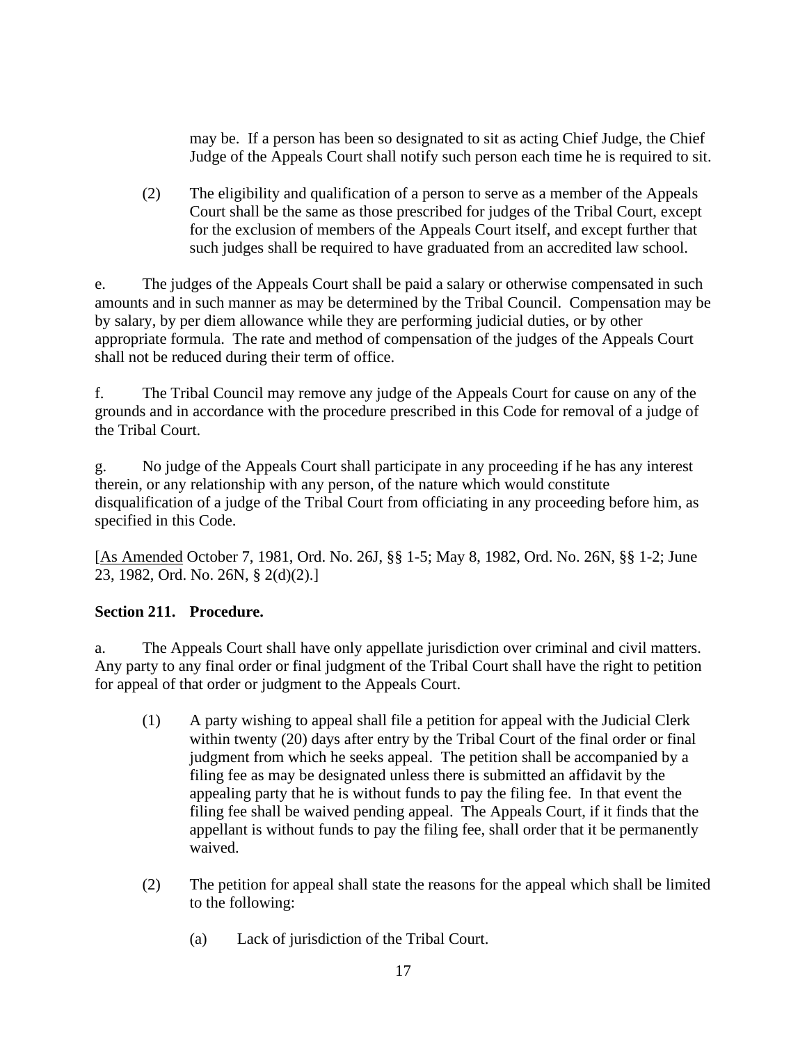may be. If a person has been so designated to sit as acting Chief Judge, the Chief Judge of the Appeals Court shall notify such person each time he is required to sit.

(2) The eligibility and qualification of a person to serve as a member of the Appeals Court shall be the same as those prescribed for judges of the Tribal Court, except for the exclusion of members of the Appeals Court itself, and except further that such judges shall be required to have graduated from an accredited law school.

e. The judges of the Appeals Court shall be paid a salary or otherwise compensated in such amounts and in such manner as may be determined by the Tribal Council. Compensation may be by salary, by per diem allowance while they are performing judicial duties, or by other appropriate formula. The rate and method of compensation of the judges of the Appeals Court shall not be reduced during their term of office.

f. The Tribal Council may remove any judge of the Appeals Court for cause on any of the grounds and in accordance with the procedure prescribed in this Code for removal of a judge of the Tribal Court.

g. No judge of the Appeals Court shall participate in any proceeding if he has any interest therein, or any relationship with any person, of the nature which would constitute disqualification of a judge of the Tribal Court from officiating in any proceeding before him, as specified in this Code.

[As Amended October 7, 1981, Ord. No. 26J, §§ 1-5; May 8, 1982, Ord. No. 26N, §§ 1-2; June 23, 1982, Ord. No. 26N, § 2(d)(2).]

**Section 211. Procedure.**

a. The Appeals Court shall have only appellate jurisdiction over criminal and civil matters. Any party to any final order or final judgment of the Tribal Court shall have the right to petition for appeal of that order or judgment to the Appeals Court.

(1) A party wishing to appeal shall file a petition for appeal with the Judicial Clerk within twenty (20) days after entry by the Tribal Court of the final order or final judgment from which he seeks appeal. The petition shall be accompanied by a filing fee as may be designated unless there is submitted an affidavit by the appealing party that he is without funds to pay the filing fee. In that event the filing fee shall be waived pending appeal. The Appeals Court, if it finds that the appellant is without funds to pay the filing fee, shall order that it be permanently waived.

(2) The petition for appeal shall state the reasons for the appeal which shall be limited to the following:

(a) Lack of jurisdiction of the Tribal Court.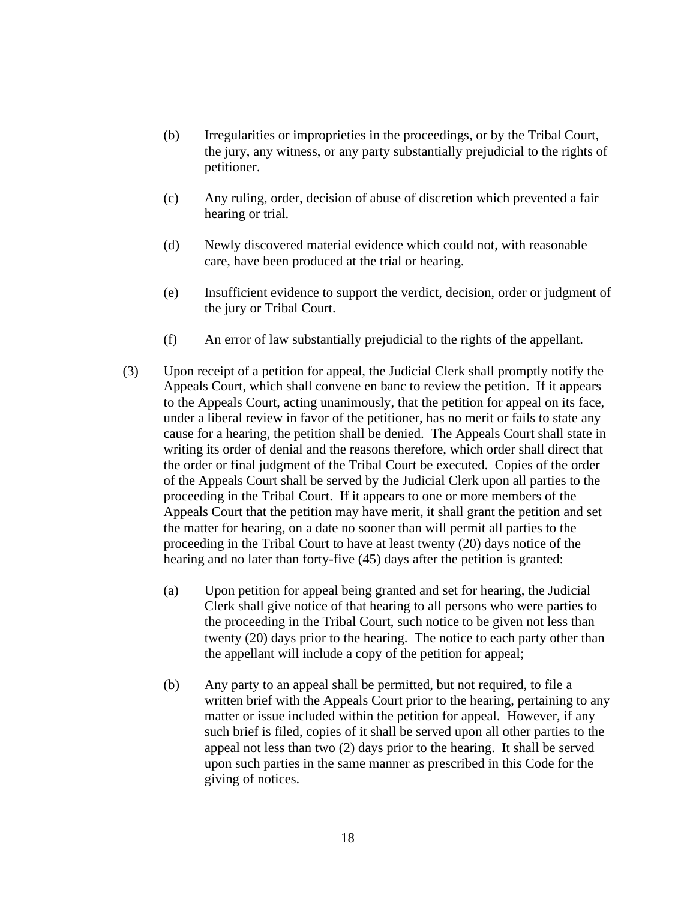(b) Irregularities or improprieties in the proceedings, or by the Tribal Court, the jury, any witness, or any party substantially prejudicial to the rights of petitioner.

(c) Any ruling, order, decision of abuse of discretion which prevented a fair hearing or trial.

(d) Newly discovered material evidence which could not, with reasonable care, have been produced at the trial or hearing.

(e) Insufficient evidence to support the verdict, decision, order or judgment of the jury or Tribal Court.

(f) An error of law substantially prejudicial to the rights of the appellant.

(3) Upon receipt of a petition for appeal, the Judicial Clerk shall promptly notify the Appeals Court, which shall convene en banc to review the petition. If it appears to the Appeals Court, acting unanimously, that the petition for appeal on its face, under a liberal review in favor of the petitioner, has no merit or fails to state any cause for a hearing, the petition shall be denied. The Appeals Court shall state in writing its order of denial and the reasons therefore, which order shall direct that the order or final judgment of the Tribal Court be executed. Copies of the order of the Appeals Court shall be served by the Judicial Clerk upon all parties to the proceeding in the Tribal Court. If it appears to one or more members of the Appeals Court that the petition may have merit, it shall grant the petition and set the matter for hearing, on a date no sooner than will permit all parties to the proceeding in the Tribal Court to have at least twenty (20) days notice of the hearing and no later than forty-five (45) days after the petition is granted:

(a) Upon petition for appeal being granted and set for hearing, the Judicial Clerk shall give notice of that hearing to all persons who were parties to the proceeding in the Tribal Court, such notice to be given not less than twenty (20) days prior to the hearing. The notice to each party other than the appellant will include a copy of the petition for appeal;

(b) Any party to an appeal shall be permitted, but not required, to file a written brief with the Appeals Court prior to the hearing, pertaining to any matter or issue included within the petition for appeal. However, if any such brief is filed, copies of it shall be served upon all other parties to the appeal not less than two (2) days prior to the hearing. It shall be served upon such parties in the same manner as prescribed in this Code for the giving of notices.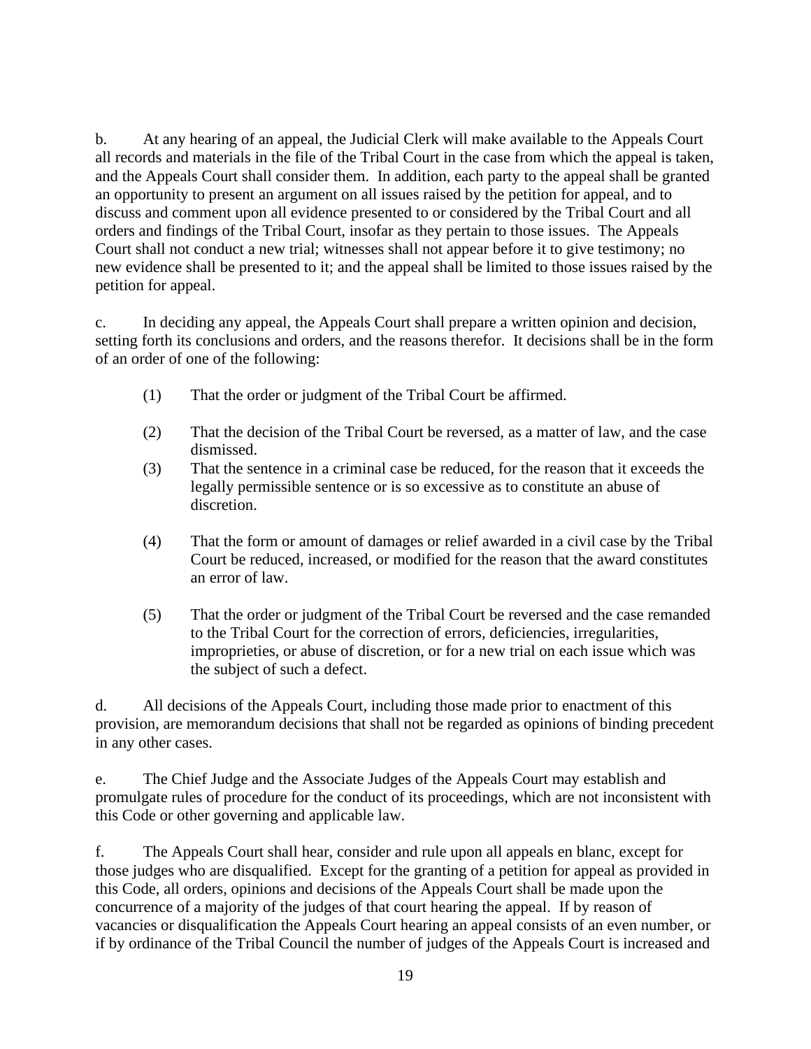b. At any hearing of an appeal, the Judicial Clerk will make available to the Appeals Court all records and materials in the file of the Tribal Court in the case from which the appeal is taken, and the Appeals Court shall consider them. In addition, each party to the appeal shall be granted an opportunity to present an argument on all issues raised by the petition for appeal, and to discuss and comment upon all evidence presented to or considered by the Tribal Court and all orders and findings of the Tribal Court, insofar as they pertain to those issues. The Appeals Court shall not conduct a new trial; witnesses shall not appear before it to give testimony; no new evidence shall be presented to it; and the appeal shall be limited to those issues raised by the petition for appeal.

c. In deciding any appeal, the Appeals Court shall prepare a written opinion and decision, setting forth its conclusions and orders, and the reasons therefor. It decisions shall be in the form of an order of one of the following:

(1) That the order or judgment of the Tribal Court be affirmed.

(2) That the decision of the Tribal Court be reversed, as a matter of law, and the case dismissed.

(3) That the sentence in a criminal case be reduced, for the reason that it exceeds the legally permissible sentence or is so excessive as to constitute an abuse of discretion.

(4) That the form or amount of damages or relief awarded in a civil case by the Tribal Court be reduced, increased, or modified for the reason that the award constitutes an error of law.

(5) That the order or judgment of the Tribal Court be reversed and the case remanded to the Tribal Court for the correction of errors, deficiencies, irregularities, improprieties, or abuse of discretion, or for a new trial on each issue which was the subject of such a defect.

d. All decisions of the Appeals Court, including those made prior to enactment of this provision, are memorandum decisions that shall not be regarded as opinions of binding precedent in any other cases.

e. The Chief Judge and the Associate Judges of the Appeals Court may establish and promulgate rules of procedure for the conduct of its proceedings, which are not inconsistent with this Code or other governing and applicable law.

f. The Appeals Court shall hear, consider and rule upon all appeals en blanc, except for those judges who are disqualified. Except for the granting of a petition for appeal as provided in this Code, all orders, opinions and decisions of the Appeals Court shall be made upon the concurrence of a majority of the judges of that court hearing the appeal. If by reason of vacancies or disqualification the Appeals Court hearing an appeal consists of an even number, or if by ordinance of the Tribal Council the number of judges of the Appeals Court is increased and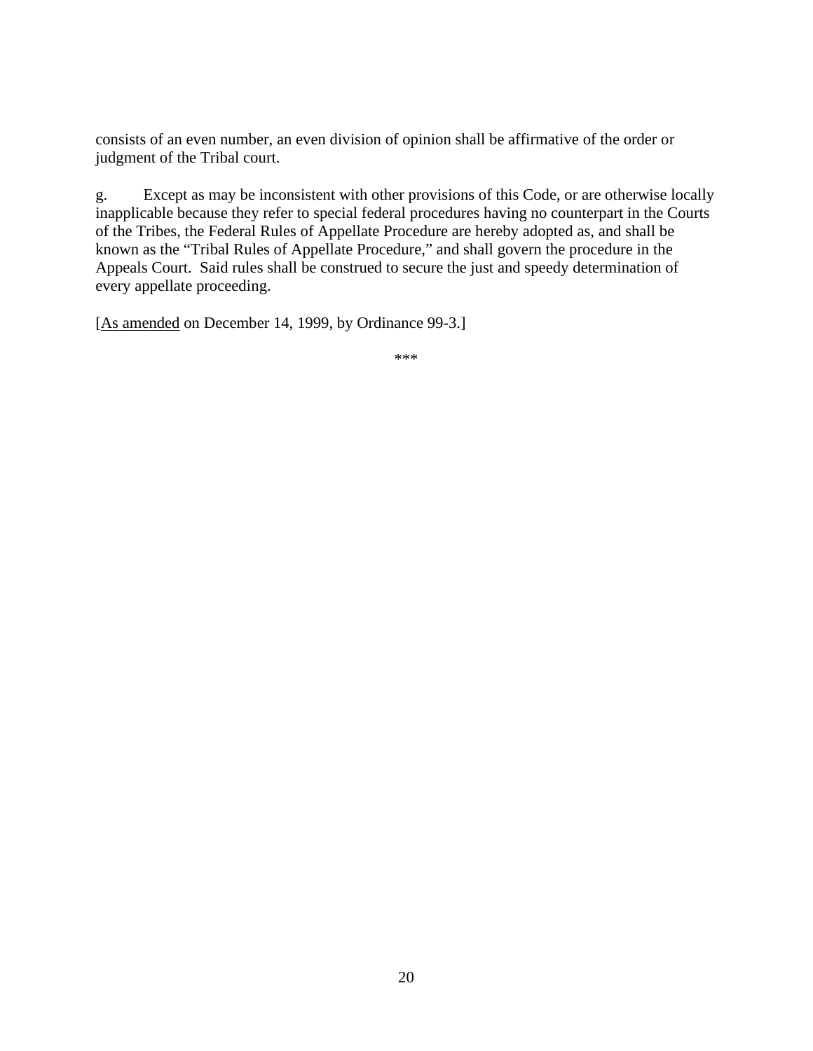consists of an even number, an even division of opinion shall be affirmative of the order or judgment of the Tribal court.

g. Except as may be inconsistent with other provisions of this Code, or are otherwise locally inapplicable because they refer to special federal procedures having no counterpart in the Courts of the Tribes, the Federal Rules of Appellate Procedure are hereby adopted as, and shall be known as the "Tribal Rules of Appellate Procedure," and shall govern the procedure in the Appeals Court. Said rules shall be construed to secure the just and speedy determination of every appellate proceeding.

[As amended on December 14, 1999, by Ordinance 99-3.]

***